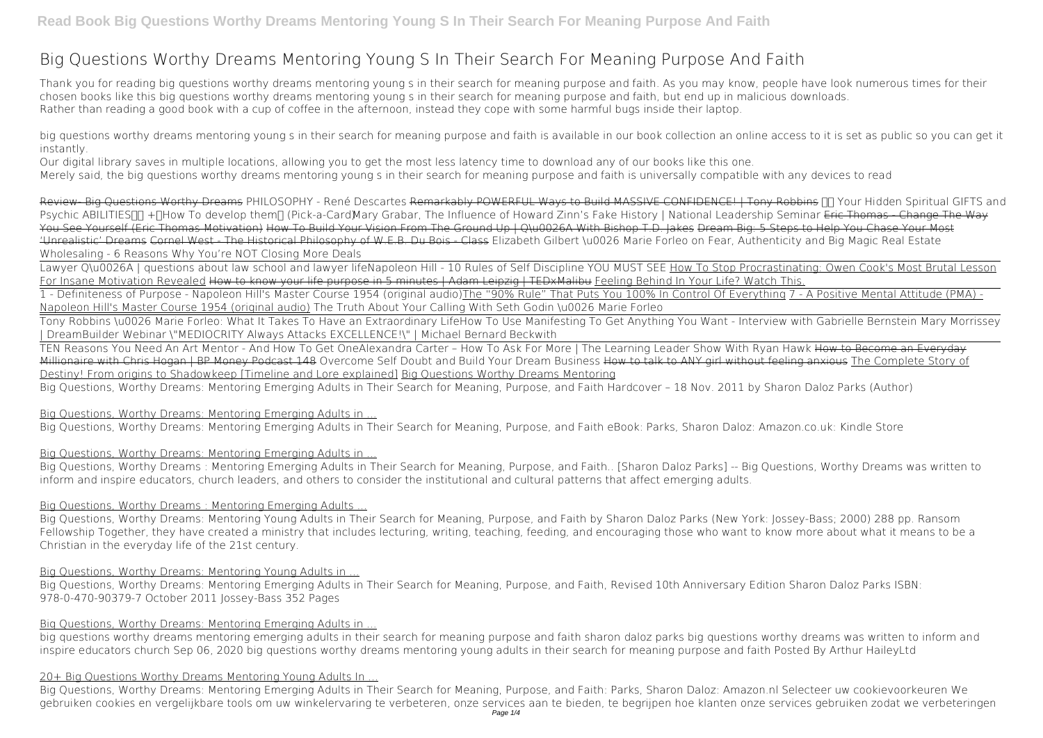# Big Questions Worthy Dreams Mentoring Young S In Their Search For Meaning Purpose And Faith

Thank you for reading big questions worthy dreams mentoring young s in their search for meaning purpose and faith. As you may know, people have look numerous times for their chosen books like this big questions worthy dreams mentoring young s in their search for meaning purpose and faith, but end up in malicious downloads.
Rather than reading a good book with a cup of coffee in the afternoon, instead they cope with some harmful bugs inside their laptop.

big questions worthy dreams mentoring young s in their search for meaning purpose and faith is available in our book collection an online access to it is set as public so you can get it instantly.
Our digital library saves in multiple locations, allowing you to get the most less latency time to download any of our books like this one.
Merely said, the big questions worthy dreams mentoring young s in their search for meaning purpose and faith is universally compatible with any devices to read

Review- Big Questions Worthy Dreams PHILOSOPHY - René Descartes Remarkably POWERFUL Ways to Build MASSIVE CONFIDENCE! | Tony Robbins Your Hidden Spiritual GIFTS and Psychic ABILITIES +How To develop them (Pick-a-Card) Mary Grabar, The Influence of Howard Zinn's Fake History | National Leadership Seminar Eric Thomas - Change The Way You See Yourself (Eric Thomas Motivation) How To Build Your Vision From The Ground Up | Q\u0026A With Bishop T.D. Jakes Dream Big: 5 Steps to Help You Chase Your Most 'Unrealistic' Dreams Cornel West - The Historical Philosophy of W.E.B. Du Bois - Class Elizabeth Gilbert \u0026 Marie Forleo on Fear, Authenticity and Big Magic Real Estate Wholesaling - 6 Reasons Why You're NOT Closing More Deals

Lawyer Q\u0026A | questions about law school and lawyer life Napoleon Hill - 10 Rules of Self Discipline YOU MUST SEE How To Stop Procrastinating: Owen Cook's Most Brutal Lesson For Insane Motivation Revealed How to know your life purpose in 5 minutes | Adam Leipzig | TEDxMalibu Feeling Behind In Your Life? Watch This.

1 - Definiteness of Purpose - Napoleon Hill's Master Course 1954 (original audio) The "90% Rule" That Puts You 100% In Control Of Everything 7 - A Positive Mental Attitude (PMA) - Napoleon Hill's Master Course 1954 (original audio) The Truth About Your Calling With Seth Godin \u0026 Marie Forleo

Tony Robbins \u0026 Marie Forleo: What It Takes To Have an Extraordinary Life How To Use Manifesting To Get Anything You Want - Interview with Gabrielle Bernstein Mary Morrissey | DreamBuilder Webinar \"MEDIOCRITY Always Attacks EXCELLENCE!\" | Michael Bernard Beckwith

TEN Reasons You Need An Art Mentor - And How To Get One Alexandra Carter – How To Ask For More | The Learning Leader Show With Ryan Hawk How to Become an Everyday Millionaire with Chris Hogan | BP Money Podcast 148 Overcome Self Doubt and Build Your Dream Business How to talk to ANY girl without feeling anxious The Complete Story of Destiny! From origins to Shadowkeep [Timeline and Lore explained] Big Questions Worthy Dreams Mentoring

Big Questions, Worthy Dreams: Mentoring Emerging Adults in Their Search for Meaning, Purpose, and Faith Hardcover – 18 Nov. 2011 by Sharon Daloz Parks (Author)

Big Questions, Worthy Dreams: Mentoring Emerging Adults in ...

Big Questions, Worthy Dreams: Mentoring Emerging Adults in Their Search for Meaning, Purpose, and Faith eBook: Parks, Sharon Daloz: Amazon.co.uk: Kindle Store

Big Questions, Worthy Dreams: Mentoring Emerging Adults in ...

Big Questions, Worthy Dreams : Mentoring Emerging Adults in Their Search for Meaning, Purpose, and Faith.. [Sharon Daloz Parks] -- Big Questions, Worthy Dreams was written to inform and inspire educators, church leaders, and others to consider the institutional and cultural patterns that affect emerging adults.

Big Questions, Worthy Dreams : Mentoring Emerging Adults ...

Big Questions, Worthy Dreams: Mentoring Young Adults in Their Search for Meaning, Purpose, and Faith by Sharon Daloz Parks (New York: Jossey-Bass; 2000) 288 pp. Ransom Fellowship Together, they have created a ministry that includes lecturing, writing, teaching, feeding, and encouraging those who want to know more about what it means to be a Christian in the everyday life of the 21st century.

Big Questions, Worthy Dreams: Mentoring Young Adults in ...

Big Questions, Worthy Dreams: Mentoring Emerging Adults in Their Search for Meaning, Purpose, and Faith, Revised 10th Anniversary Edition Sharon Daloz Parks ISBN: 978-0-470-90379-7 October 2011 Jossey-Bass 352 Pages

Big Questions, Worthy Dreams: Mentoring Emerging Adults in ...

big questions worthy dreams mentoring emerging adults in their search for meaning purpose and faith sharon daloz parks big questions worthy dreams was written to inform and inspire educators church Sep 06, 2020 big questions worthy dreams mentoring young adults in their search for meaning purpose and faith Posted By Arthur HaileyLtd

20+ Big Questions Worthy Dreams Mentoring Young Adults In ...

Big Questions, Worthy Dreams: Mentoring Emerging Adults in Their Search for Meaning, Purpose, and Faith: Parks, Sharon Daloz: Amazon.nl Selecteer uw cookievoorkeuren We gebruiken cookies en vergelijkbare tools om uw winkelervaring te verbeteren, onze services aan te bieden, te begrijpen hoe klanten onze services gebruiken zodat we verbeteringen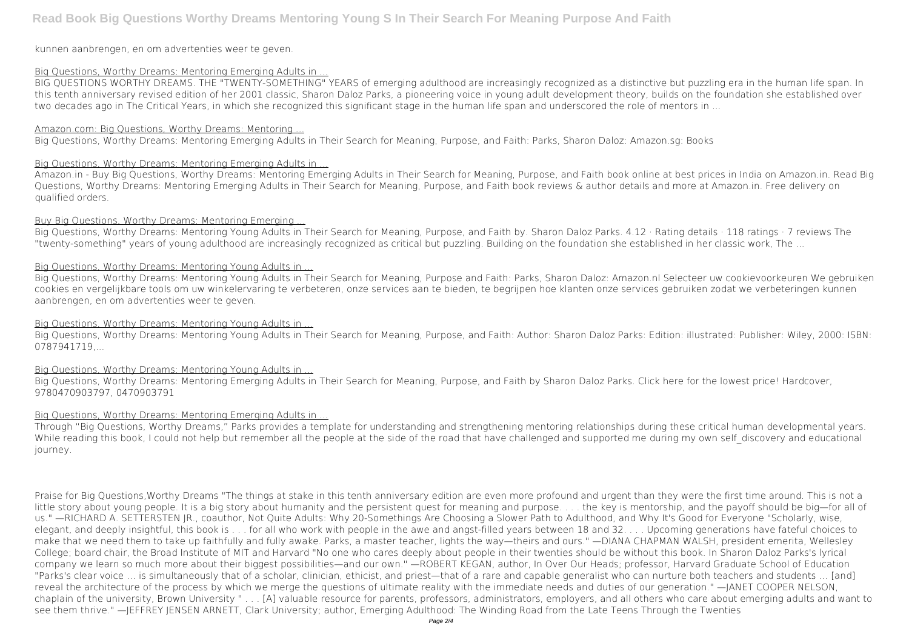kunnen aanbrengen, en om advertenties weer te geven.

## Big Questions, Worthy Dreams: Mentoring Emerging Adults in ...

BIG QUESTIONS WORTHY DREAMS. THE "TWENTY-SOMETHING" YEARS of emerging adulthood are increasingly recognized as a distinctive but puzzling era in the human life span. In this tenth anniversary revised edition of her 2001 classic, Sharon Daloz Parks, a pioneering voice in young adult development theory, builds on the foundation she established over two decades ago in The Critical Years, in which she recognized this significant stage in the human life span and underscored the role of mentors in ...

## Amazon.com: Big Questions, Worthy Dreams: Mentoring ...

Big Questions, Worthy Dreams: Mentoring Emerging Adults in Their Search for Meaning, Purpose, and Faith: Parks, Sharon Daloz: Amazon.sg: Books

## Big Questions, Worthy Dreams: Mentoring Emerging Adults in ...

Amazon.in - Buy Big Questions, Worthy Dreams: Mentoring Emerging Adults in Their Search for Meaning, Purpose, and Faith book online at best prices in India on Amazon.in. Read Big Questions, Worthy Dreams: Mentoring Emerging Adults in Their Search for Meaning, Purpose, and Faith book reviews & author details and more at Amazon.in. Free delivery on qualified orders.

## Buy Big Questions, Worthy Dreams: Mentoring Emerging ...

Big Questions, Worthy Dreams: Mentoring Young Adults in Their Search for Meaning, Purpose, and Faith by. Sharon Daloz Parks. 4.12 · Rating details · 118 ratings · 7 reviews The "twenty-something" years of young adulthood are increasingly recognized as critical but puzzling. Building on the foundation she established in her classic work, The ...

## Big Questions, Worthy Dreams: Mentoring Young Adults in ...

Big Questions, Worthy Dreams: Mentoring Young Adults in Their Search for Meaning, Purpose and Faith: Parks, Sharon Daloz: Amazon.nl Selecteer uw cookievoorkeuren We gebruiken cookies en vergelijkbare tools om uw winkelervaring te verbeteren, onze services aan te bieden, te begrijpen hoe klanten onze services gebruiken zodat we verbeteringen kunnen aanbrengen, en om advertenties weer te geven.

## Big Questions, Worthy Dreams: Mentoring Young Adults in ...

Big Questions, Worthy Dreams: Mentoring Young Adults in Their Search for Meaning, Purpose, and Faith: Author: Sharon Daloz Parks: Edition: illustrated: Publisher: Wiley, 2000: ISBN: 0787941719,...

## Big Questions, Worthy Dreams: Mentoring Young Adults in ...

Big Questions, Worthy Dreams: Mentoring Emerging Adults in Their Search for Meaning, Purpose, and Faith by Sharon Daloz Parks. Click here for the lowest price! Hardcover, 9780470903797, 0470903791

## Big Questions, Worthy Dreams: Mentoring Emerging Adults in ...

Through "Big Questions, Worthy Dreams," Parks provides a template for understanding and strengthening mentoring relationships during these critical human developmental years. While reading this book, I could not help but remember all the people at the side of the road that have challenged and supported me during my own self_discovery and educational journey.

Praise for Big Questions,Worthy Dreams "The things at stake in this tenth anniversary edition are even more profound and urgent than they were the first time around. This is not a little story about young people. It is a big story about humanity and the persistent quest for meaning and purpose. . . . the key is mentorship, and the payoff should be big—for all of us." —RICHARD A. SETTERSTEN JR., coauthor, Not Quite Adults: Why 20-Somethings Are Choosing a Slower Path to Adulthood, and Why It's Good for Everyone "Scholarly, wise, elegant, and deeply insightful, this book is . . . for all who work with people in the awe and angst-filled years between 18 and 32. . . . Upcoming generations have fateful choices to make that we need them to take up faithfully and fully awake. Parks, a master teacher, lights the way—theirs and ours." —DIANA CHAPMAN WALSH, president emerita, Wellesley College; board chair, the Broad Institute of MIT and Harvard "No one who cares deeply about people in their twenties should be without this book. In Sharon Daloz Parks's lyrical company we learn so much more about their biggest possibilities—and our own." —ROBERT KEGAN, author, In Over Our Heads; professor, Harvard Graduate School of Education "Parks's clear voice ... is simultaneously that of a scholar, clinician, ethicist, and priest—that of a rare and capable generalist who can nurture both teachers and students ... [and] reveal the architecture of the process by which we merge the questions of ultimate reality with the immediate needs and duties of our generation." —JANET COOPER NELSON, chaplain of the university, Brown University " . . . [A] valuable resource for parents, professors, administrators, employers, and all others who care about emerging adults and want to see them thrive." —JEFFREY JENSEN ARNETT, Clark University; author, Emerging Adulthood: The Winding Road from the Late Teens Through the Twenties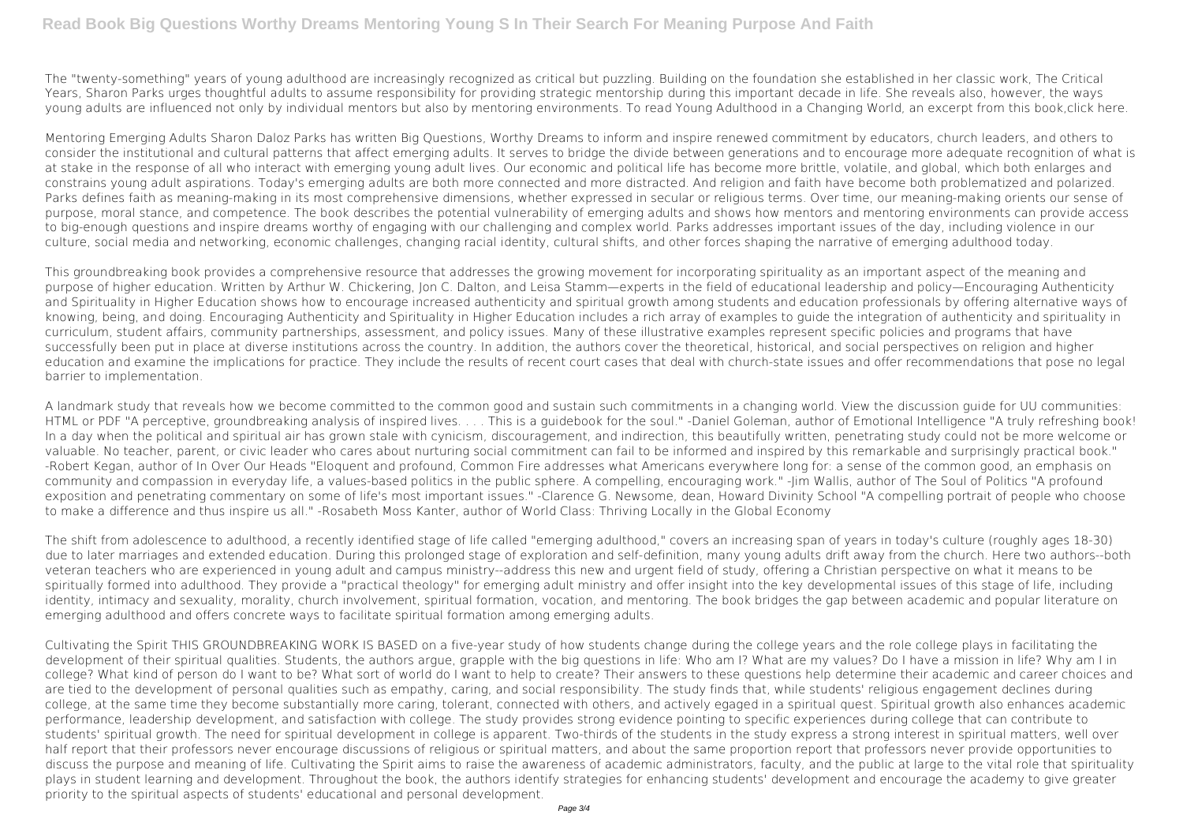The "twenty-something" years of young adulthood are increasingly recognized as critical but puzzling. Building on the foundation she established in her classic work, The Critical Years, Sharon Parks urges thoughtful adults to assume responsibility for providing strategic mentorship during this important decade in life. She reveals also, however, the ways young adults are influenced not only by individual mentors but also by mentoring environments. To read Young Adulthood in a Changing World, an excerpt from this book,click here.

Mentoring Emerging Adults Sharon Daloz Parks has written Big Questions, Worthy Dreams to inform and inspire renewed commitment by educators, church leaders, and others to consider the institutional and cultural patterns that affect emerging adults. It serves to bridge the divide between generations and to encourage more adequate recognition of what is at stake in the response of all who interact with emerging young adult lives. Our economic and political life has become more brittle, volatile, and global, which both enlarges and constrains young adult aspirations. Today's emerging adults are both more connected and more distracted. And religion and faith have become both problematized and polarized. Parks defines faith as meaning-making in its most comprehensive dimensions, whether expressed in secular or religious terms. Over time, our meaning-making orients our sense of purpose, moral stance, and competence. The book describes the potential vulnerability of emerging adults and shows how mentors and mentoring environments can provide access to big-enough questions and inspire dreams worthy of engaging with our challenging and complex world. Parks addresses important issues of the day, including violence in our culture, social media and networking, economic challenges, changing racial identity, cultural shifts, and other forces shaping the narrative of emerging adulthood today.

This groundbreaking book provides a comprehensive resource that addresses the growing movement for incorporating spirituality as an important aspect of the meaning and purpose of higher education. Written by Arthur W. Chickering, Jon C. Dalton, and Leisa Stamm—experts in the field of educational leadership and policy—Encouraging Authenticity and Spirituality in Higher Education shows how to encourage increased authenticity and spiritual growth among students and education professionals by offering alternative ways of knowing, being, and doing. Encouraging Authenticity and Spirituality in Higher Education includes a rich array of examples to guide the integration of authenticity and spirituality in curriculum, student affairs, community partnerships, assessment, and policy issues. Many of these illustrative examples represent specific policies and programs that have successfully been put in place at diverse institutions across the country. In addition, the authors cover the theoretical, historical, and social perspectives on religion and higher education and examine the implications for practice. They include the results of recent court cases that deal with church-state issues and offer recommendations that pose no legal barrier to implementation.

A landmark study that reveals how we become committed to the common good and sustain such commitments in a changing world. View the discussion guide for UU communities: HTML or PDF "A perceptive, groundbreaking analysis of inspired lives. . . . This is a guidebook for the soul." -Daniel Goleman, author of Emotional Intelligence "A truly refreshing book! In a day when the political and spiritual air has grown stale with cynicism, discouragement, and indirection, this beautifully written, penetrating study could not be more welcome or valuable. No teacher, parent, or civic leader who cares about nurturing social commitment can fail to be informed and inspired by this remarkable and surprisingly practical book." -Robert Kegan, author of In Over Our Heads "Eloquent and profound, Common Fire addresses what Americans everywhere long for: a sense of the common good, an emphasis on community and compassion in everyday life, a values-based politics in the public sphere. A compelling, encouraging work." -Jim Wallis, author of The Soul of Politics "A profound exposition and penetrating commentary on some of life's most important issues." -Clarence G. Newsome, dean, Howard Divinity School "A compelling portrait of people who choose to make a difference and thus inspire us all." -Rosabeth Moss Kanter, author of World Class: Thriving Locally in the Global Economy

The shift from adolescence to adulthood, a recently identified stage of life called "emerging adulthood," covers an increasing span of years in today's culture (roughly ages 18-30) due to later marriages and extended education. During this prolonged stage of exploration and self-definition, many young adults drift away from the church. Here two authors--both veteran teachers who are experienced in young adult and campus ministry--address this new and urgent field of study, offering a Christian perspective on what it means to be spiritually formed into adulthood. They provide a "practical theology" for emerging adult ministry and offer insight into the key developmental issues of this stage of life, including identity, intimacy and sexuality, morality, church involvement, spiritual formation, vocation, and mentoring. The book bridges the gap between academic and popular literature on emerging adulthood and offers concrete ways to facilitate spiritual formation among emerging adults.

Cultivating the Spirit THIS GROUNDBREAKING WORK IS BASED on a five-year study of how students change during the college years and the role college plays in facilitating the development of their spiritual qualities. Students, the authors argue, grapple with the big questions in life: Who am I? What are my values? Do I have a mission in life? Why am I in college? What kind of person do I want to be? What sort of world do I want to help to create? Their answers to these questions help determine their academic and career choices and are tied to the development of personal qualities such as empathy, caring, and social responsibility. The study finds that, while students' religious engagement declines during college, at the same time they become substantially more caring, tolerant, connected with others, and actively egaged in a spiritual quest. Spiritual growth also enhances academic performance, leadership development, and satisfaction with college. The study provides strong evidence pointing to specific experiences during college that can contribute to students' spiritual growth. The need for spiritual development in college is apparent. Two-thirds of the students in the study express a strong interest in spiritual matters, well over half report that their professors never encourage discussions of religious or spiritual matters, and about the same proportion report that professors never provide opportunities to discuss the purpose and meaning of life. Cultivating the Spirit aims to raise the awareness of academic administrators, faculty, and the public at large to the vital role that spirituality plays in student learning and development. Throughout the book, the authors identify strategies for enhancing students' development and encourage the academy to give greater priority to the spiritual aspects of students' educational and personal development.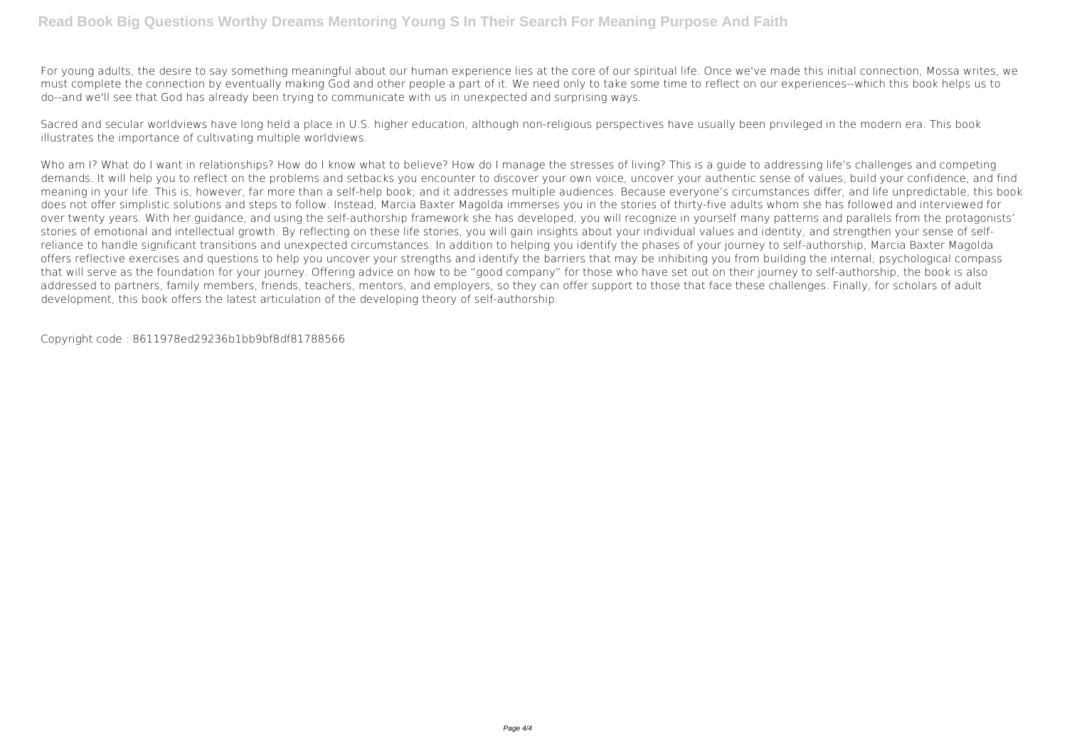For young adults, the desire to say something meaningful about our human experience lies at the core of our spiritual life. Once we've made this initial connection, Mossa writes, we must complete the connection by eventually making God and other people a part of it. We need only to take some time to reflect on our experiences--which this book helps us to do--and we'll see that God has already been trying to communicate with us in unexpected and surprising ways.

Sacred and secular worldviews have long held a place in U.S. higher education, although non-religious perspectives have usually been privileged in the modern era. This book illustrates the importance of cultivating multiple worldviews.

Who am I? What do I want in relationships? How do I know what to believe? How do I manage the stresses of living? This is a guide to addressing life's challenges and competing demands. It will help you to reflect on the problems and setbacks you encounter to discover your own voice, uncover your authentic sense of values, build your confidence, and find meaning in your life. This is, however, far more than a self-help book; and it addresses multiple audiences. Because everyone's circumstances differ, and life unpredictable, this book does not offer simplistic solutions and steps to follow. Instead, Marcia Baxter Magolda immerses you in the stories of thirty-five adults whom she has followed and interviewed for over twenty years. With her guidance, and using the self-authorship framework she has developed, you will recognize in yourself many patterns and parallels from the protagonists' stories of emotional and intellectual growth. By reflecting on these life stories, you will gain insights about your individual values and identity, and strengthen your sense of self-reliance to handle significant transitions and unexpected circumstances. In addition to helping you identify the phases of your journey to self-authorship, Marcia Baxter Magolda offers reflective exercises and questions to help you uncover your strengths and identify the barriers that may be inhibiting you from building the internal, psychological compass that will serve as the foundation for your journey. Offering advice on how to be "good company" for those who have set out on their journey to self-authorship, the book is also addressed to partners, family members, friends, teachers, mentors, and employers, so they can offer support to those that face these challenges. Finally, for scholars of adult development, this book offers the latest articulation of the developing theory of self-authorship.

Copyright code : 8611978ed29236b1bb9bf8df81788566